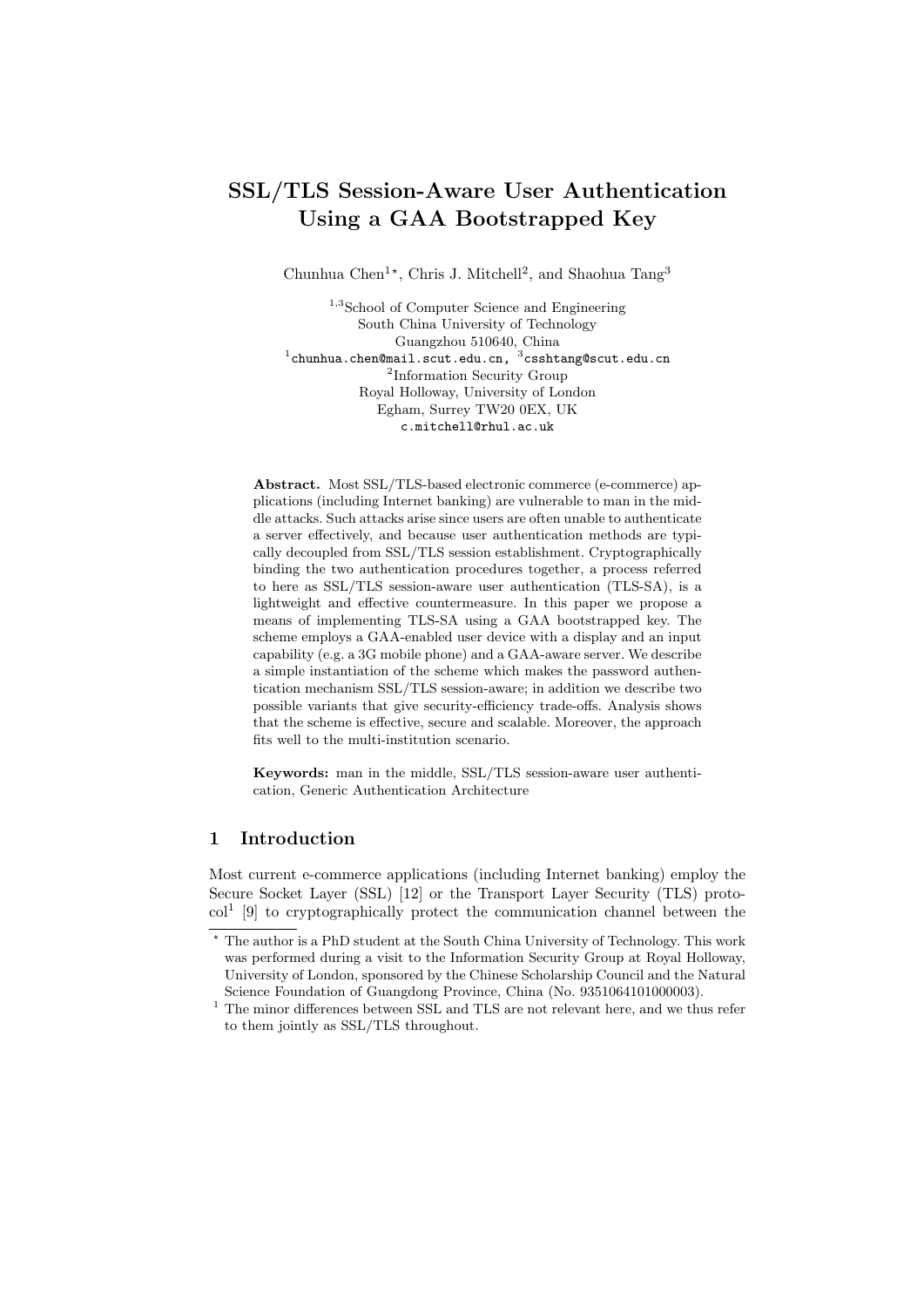# SSL/TLS Session-Aware User Authentication Using a GAA Bootstrapped Key

Chunhua Chen[1*], Chris J. Mitchell[2], and Shaohua Tang[3]

[1,3]School of Computer Science and Engineering
South China University of Technology
Guangzhou 510640, China
[1]chunhua.chen@mail.scut.edu.cn, [3]csshtang@scut.edu.cn
[2]Information Security Group
Royal Holloway, University of London
Egham, Surrey TW20 0EX, UK
c.mitchell@rhul.ac.uk

**Abstract.** Most SSL/TLS-based electronic commerce (e-commerce) applications (including Internet banking) are vulnerable to man in the middle attacks. Such attacks arise since users are often unable to authenticate a server effectively, and because user authentication methods are typically decoupled from SSL/TLS session establishment. Cryptographically binding the two authentication procedures together, a process referred to here as SSL/TLS session-aware user authentication (TLS-SA), is a lightweight and effective countermeasure. In this paper we propose a means of implementing TLS-SA using a GAA bootstrapped key. The scheme employs a GAA-enabled user device with a display and an input capability (e.g. a 3G mobile phone) and a GAA-aware server. We describe a simple instantiation of the scheme which makes the password authentication mechanism SSL/TLS session-aware; in addition we describe two possible variants that give security-efficiency trade-offs. Analysis shows that the scheme is effective, secure and scalable. Moreover, the approach fits well to the multi-institution scenario.

**Keywords:** man in the middle, SSL/TLS session-aware user authentication, Generic Authentication Architecture

## 1 Introduction

Most current e-commerce applications (including Internet banking) employ the Secure Socket Layer (SSL) [12] or the Transport Layer Security (TLS) protocol[1] [9] to cryptographically protect the communication channel between the

* The author is a PhD student at the South China University of Technology. This work was performed during a visit to the Information Security Group at Royal Holloway, University of London, sponsored by the Chinese Scholarship Council and the Natural Science Foundation of Guangdong Province, China (No. 9351064101000003).

[1] The minor differences between SSL and TLS are not relevant here, and we thus refer to them jointly as SSL/TLS throughout.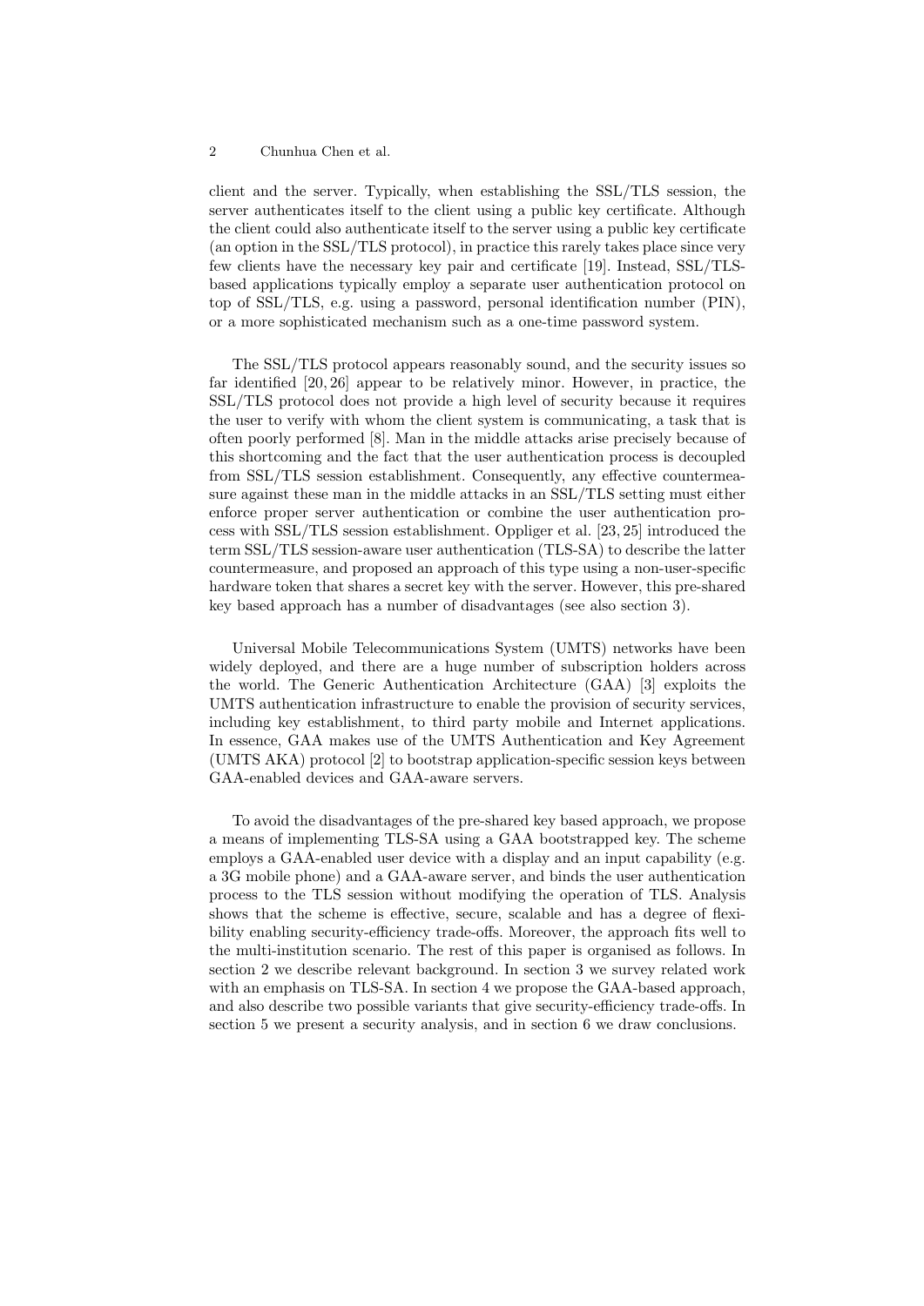client and the server. Typically, when establishing the SSL/TLS session, the server authenticates itself to the client using a public key certificate. Although the client could also authenticate itself to the server using a public key certificate (an option in the SSL/TLS protocol), in practice this rarely takes place since very few clients have the necessary key pair and certificate [19]. Instead, SSL/TLS-based applications typically employ a separate user authentication protocol on top of SSL/TLS, e.g. using a password, personal identification number (PIN), or a more sophisticated mechanism such as a one-time password system.

The SSL/TLS protocol appears reasonably sound, and the security issues so far identified [20, 26] appear to be relatively minor. However, in practice, the SSL/TLS protocol does not provide a high level of security because it requires the user to verify with whom the client system is communicating, a task that is often poorly performed [8]. Man in the middle attacks arise precisely because of this shortcoming and the fact that the user authentication process is decoupled from SSL/TLS session establishment. Consequently, any effective countermeasure against these man in the middle attacks in an SSL/TLS setting must either enforce proper server authentication or combine the user authentication process with SSL/TLS session establishment. Oppliger et al. [23, 25] introduced the term SSL/TLS session-aware user authentication (TLS-SA) to describe the latter countermeasure, and proposed an approach of this type using a non-user-specific hardware token that shares a secret key with the server. However, this pre-shared key based approach has a number of disadvantages (see also section 3).

Universal Mobile Telecommunications System (UMTS) networks have been widely deployed, and there are a huge number of subscription holders across the world. The Generic Authentication Architecture (GAA) [3] exploits the UMTS authentication infrastructure to enable the provision of security services, including key establishment, to third party mobile and Internet applications. In essence, GAA makes use of the UMTS Authentication and Key Agreement (UMTS AKA) protocol [2] to bootstrap application-specific session keys between GAA-enabled devices and GAA-aware servers.

To avoid the disadvantages of the pre-shared key based approach, we propose a means of implementing TLS-SA using a GAA bootstrapped key. The scheme employs a GAA-enabled user device with a display and an input capability (e.g. a 3G mobile phone) and a GAA-aware server, and binds the user authentication process to the TLS session without modifying the operation of TLS. Analysis shows that the scheme is effective, secure, scalable and has a degree of flexibility enabling security-efficiency trade-offs. Moreover, the approach fits well to the multi-institution scenario. The rest of this paper is organised as follows. In section 2 we describe relevant background. In section 3 we survey related work with an emphasis on TLS-SA. In section 4 we propose the GAA-based approach, and also describe two possible variants that give security-efficiency trade-offs. In section 5 we present a security analysis, and in section 6 we draw conclusions.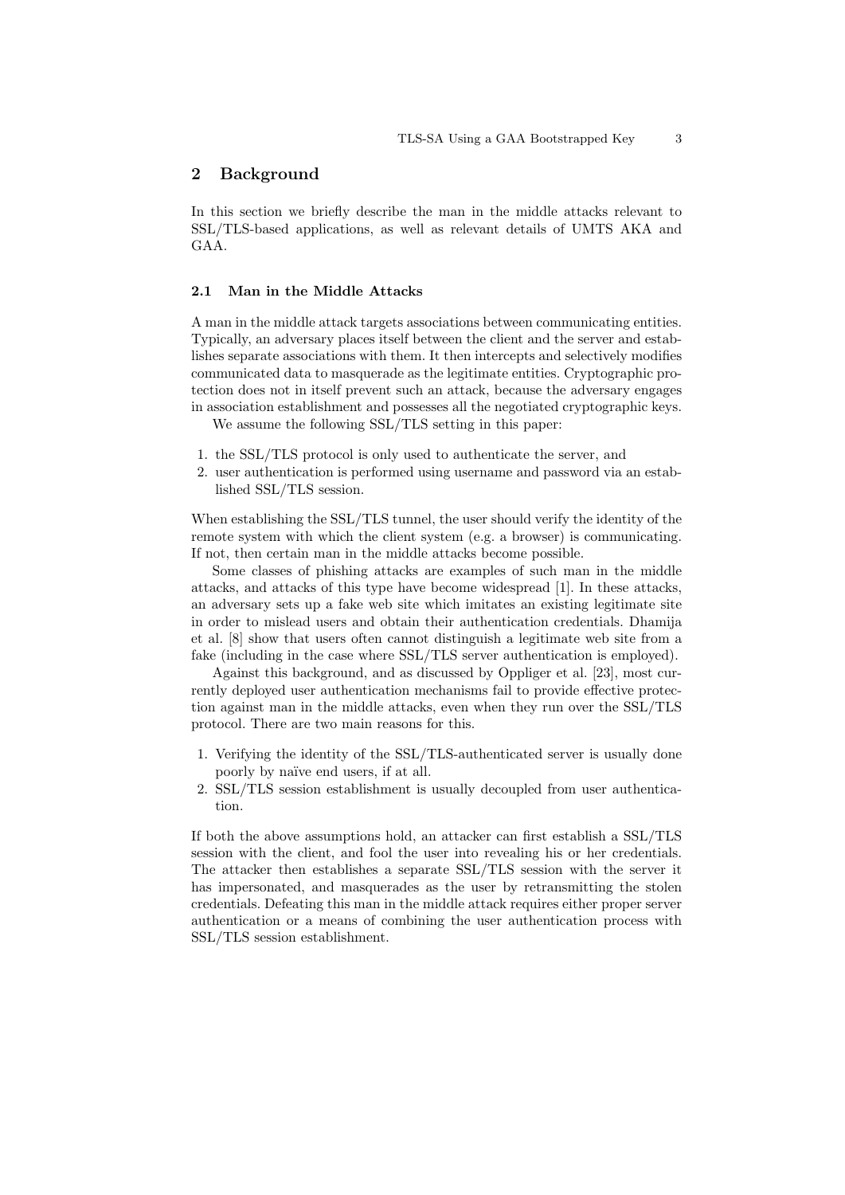## 2 Background

In this section we briefly describe the man in the middle attacks relevant to SSL/TLS-based applications, as well as relevant details of UMTS AKA and GAA.

### 2.1 Man in the Middle Attacks

A man in the middle attack targets associations between communicating entities. Typically, an adversary places itself between the client and the server and establishes separate associations with them. It then intercepts and selectively modifies communicated data to masquerade as the legitimate entities. Cryptographic protection does not in itself prevent such an attack, because the adversary engages in association establishment and possesses all the negotiated cryptographic keys.

We assume the following SSL/TLS setting in this paper:

1. the SSL/TLS protocol is only used to authenticate the server, and
2. user authentication is performed using username and password via an established SSL/TLS session.

When establishing the SSL/TLS tunnel, the user should verify the identity of the remote system with which the client system (e.g. a browser) is communicating. If not, then certain man in the middle attacks become possible.

Some classes of phishing attacks are examples of such man in the middle attacks, and attacks of this type have become widespread [1]. In these attacks, an adversary sets up a fake web site which imitates an existing legitimate site in order to mislead users and obtain their authentication credentials. Dhamija et al. [8] show that users often cannot distinguish a legitimate web site from a fake (including in the case where SSL/TLS server authentication is employed).

Against this background, and as discussed by Oppliger et al. [23], most currently deployed user authentication mechanisms fail to provide effective protection against man in the middle attacks, even when they run over the SSL/TLS protocol. There are two main reasons for this.

1. Verifying the identity of the SSL/TLS-authenticated server is usually done poorly by naïve end users, if at all.
2. SSL/TLS session establishment is usually decoupled from user authentication.

If both the above assumptions hold, an attacker can first establish a SSL/TLS session with the client, and fool the user into revealing his or her credentials. The attacker then establishes a separate SSL/TLS session with the server it has impersonated, and masquerades as the user by retransmitting the stolen credentials. Defeating this man in the middle attack requires either proper server authentication or a means of combining the user authentication process with SSL/TLS session establishment.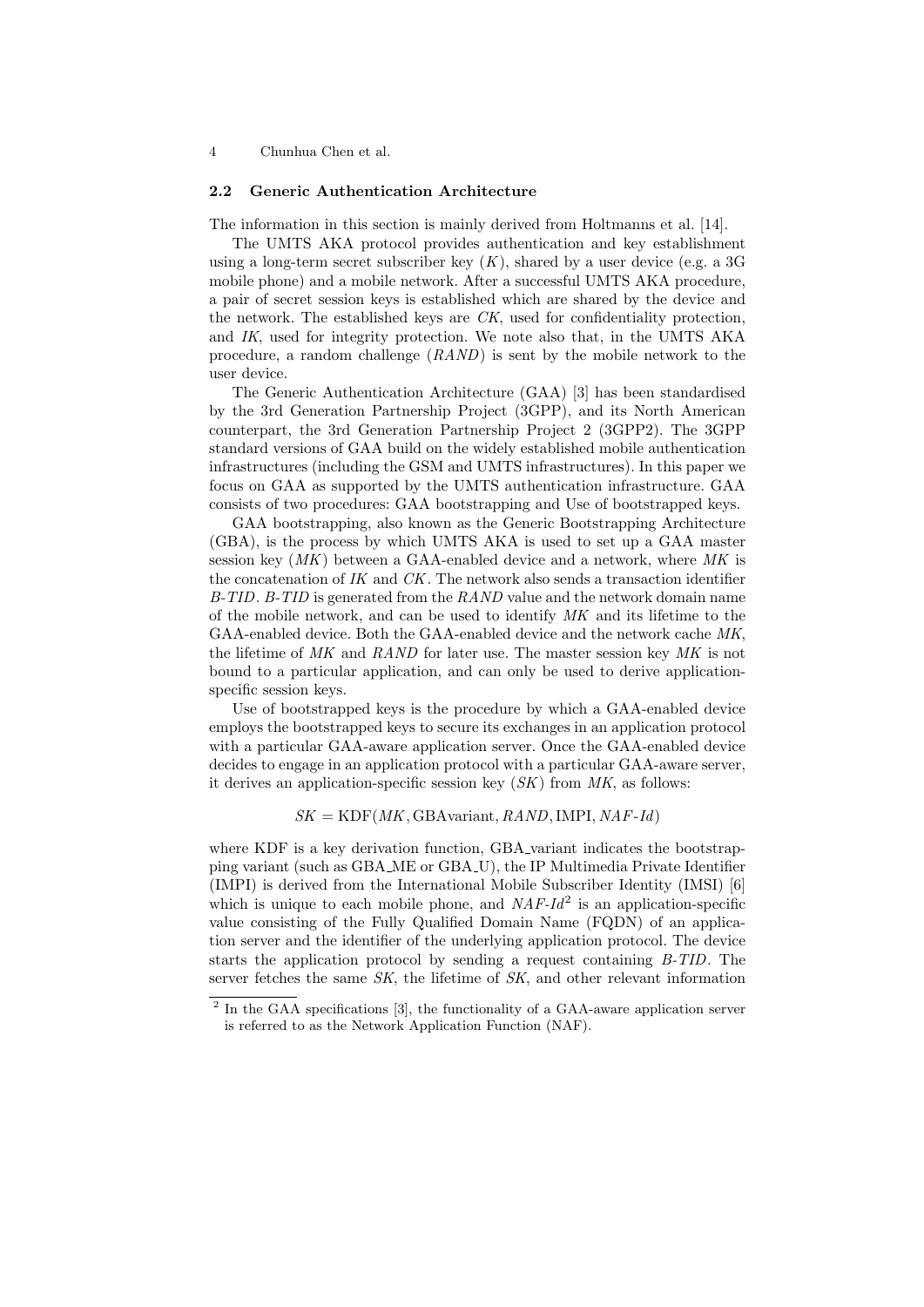### 2.2 Generic Authentication Architecture

The information in this section is mainly derived from Holtmanns et al. [14].

The UMTS AKA protocol provides authentication and key establishment using a long-term secret subscriber key ($K$), shared by a user device (e.g. a 3G mobile phone) and a mobile network. After a successful UMTS AKA procedure, a pair of secret session keys is established which are shared by the device and the network. The established keys are *CK*, used for confidentiality protection, and *IK*, used for integrity protection. We note also that, in the UMTS AKA procedure, a random challenge (*RAND*) is sent by the mobile network to the user device.

The Generic Authentication Architecture (GAA) [3] has been standardised by the 3rd Generation Partnership Project (3GPP), and its North American counterpart, the 3rd Generation Partnership Project 2 (3GPP2). The 3GPP standard versions of GAA build on the widely established mobile authentication infrastructures (including the GSM and UMTS infrastructures). In this paper we focus on GAA as supported by the UMTS authentication infrastructure. GAA consists of two procedures: GAA bootstrapping and Use of bootstrapped keys.

GAA bootstrapping, also known as the Generic Bootstrapping Architecture (GBA), is the process by which UMTS AKA is used to set up a GAA master session key (*MK*) between a GAA-enabled device and a network, where *MK* is the concatenation of *IK* and *CK*. The network also sends a transaction identifier *B-TID*. *B-TID* is generated from the *RAND* value and the network domain name of the mobile network, and can be used to identify *MK* and its lifetime to the GAA-enabled device. Both the GAA-enabled device and the network cache *MK*, the lifetime of *MK* and *RAND* for later use. The master session key *MK* is not bound to a particular application, and can only be used to derive application-specific session keys.

Use of bootstrapped keys is the procedure by which a GAA-enabled device employs the bootstrapped keys to secure its exchanges in an application protocol with a particular GAA-aware application server. Once the GAA-enabled device decides to engage in an application protocol with a particular GAA-aware server, it derives an application-specific session key (*SK*) from *MK*, as follows:

$$SK = \text{KDF}(MK, \text{GBAvariant}, RAND, \text{IMPI}, NAF\text{-}Id)$$

where KDF is a key derivation function, GBA_variant indicates the bootstrapping variant (such as GBA_ME or GBA_U), the IP Multimedia Private Identifier (IMPI) is derived from the International Mobile Subscriber Identity (IMSI) [6] which is unique to each mobile phone, and *NAF-Id*[2] is an application-specific value consisting of the Fully Qualified Domain Name (FQDN) of an application server and the identifier of the underlying application protocol. The device starts the application protocol by sending a request containing *B-TID*. The server fetches the same *SK*, the lifetime of *SK*, and other relevant information

[2] In the GAA specifications [3], the functionality of a GAA-aware application server is referred to as the Network Application Function (NAF).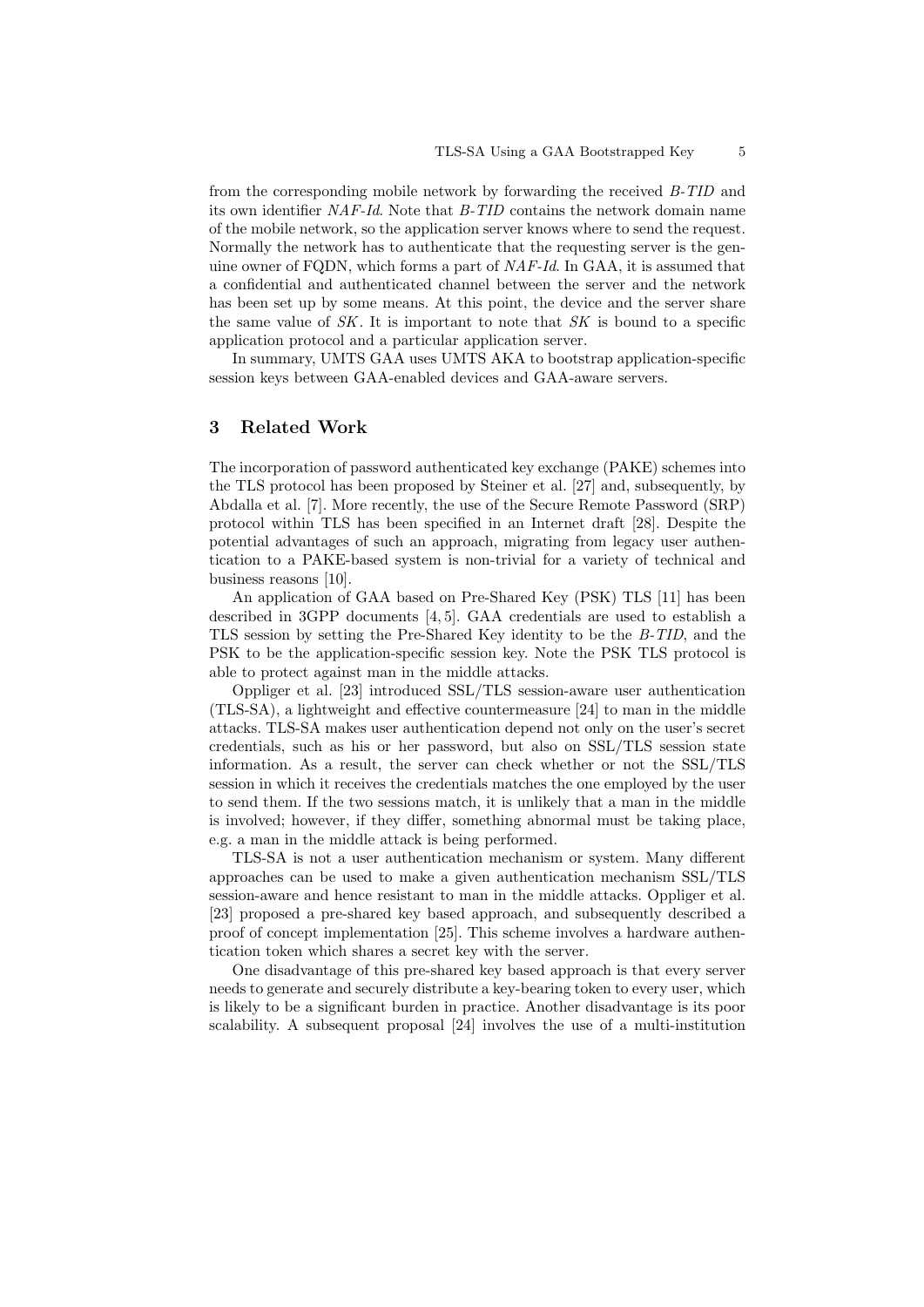from the corresponding mobile network by forwarding the received *B-TID* and its own identifier *NAF-Id*. Note that *B-TID* contains the network domain name of the mobile network, so the application server knows where to send the request. Normally the network has to authenticate that the requesting server is the genuine owner of FQDN, which forms a part of *NAF-Id*. In GAA, it is assumed that a confidential and authenticated channel between the server and the network has been set up by some means. At this point, the device and the server share the same value of *SK*. It is important to note that *SK* is bound to a specific application protocol and a particular application server.

In summary, UMTS GAA uses UMTS AKA to bootstrap application-specific session keys between GAA-enabled devices and GAA-aware servers.

## 3 Related Work

The incorporation of password authenticated key exchange (PAKE) schemes into the TLS protocol has been proposed by Steiner et al. [27] and, subsequently, by Abdalla et al. [7]. More recently, the use of the Secure Remote Password (SRP) protocol within TLS has been specified in an Internet draft [28]. Despite the potential advantages of such an approach, migrating from legacy user authentication to a PAKE-based system is non-trivial for a variety of technical and business reasons [10].

An application of GAA based on Pre-Shared Key (PSK) TLS [11] has been described in 3GPP documents [4, 5]. GAA credentials are used to establish a TLS session by setting the Pre-Shared Key identity to be the *B-TID*, and the PSK to be the application-specific session key. Note the PSK TLS protocol is able to protect against man in the middle attacks.

Oppliger et al. [23] introduced SSL/TLS session-aware user authentication (TLS-SA), a lightweight and effective countermeasure [24] to man in the middle attacks. TLS-SA makes user authentication depend not only on the user's secret credentials, such as his or her password, but also on SSL/TLS session state information. As a result, the server can check whether or not the SSL/TLS session in which it receives the credentials matches the one employed by the user to send them. If the two sessions match, it is unlikely that a man in the middle is involved; however, if they differ, something abnormal must be taking place, e.g. a man in the middle attack is being performed.

TLS-SA is not a user authentication mechanism or system. Many different approaches can be used to make a given authentication mechanism SSL/TLS session-aware and hence resistant to man in the middle attacks. Oppliger et al. [23] proposed a pre-shared key based approach, and subsequently described a proof of concept implementation [25]. This scheme involves a hardware authentication token which shares a secret key with the server.

One disadvantage of this pre-shared key based approach is that every server needs to generate and securely distribute a key-bearing token to every user, which is likely to be a significant burden in practice. Another disadvantage is its poor scalability. A subsequent proposal [24] involves the use of a multi-institution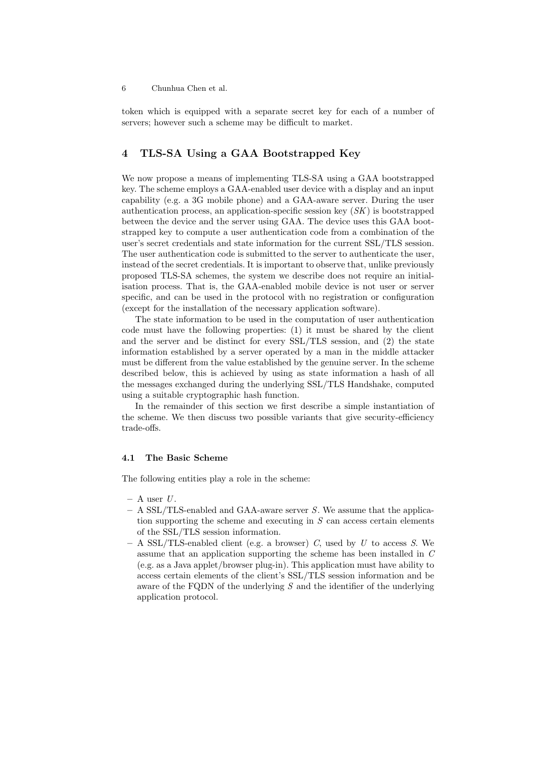token which is equipped with a separate secret key for each of a number of servers; however such a scheme may be difficult to market.

## 4 TLS-SA Using a GAA Bootstrapped Key

We now propose a means of implementing TLS-SA using a GAA bootstrapped key. The scheme employs a GAA-enabled user device with a display and an input capability (e.g. a 3G mobile phone) and a GAA-aware server. During the user authentication process, an application-specific session key ($SK$) is bootstrapped between the device and the server using GAA. The device uses this GAA bootstrapped key to compute a user authentication code from a combination of the user's secret credentials and state information for the current SSL/TLS session. The user authentication code is submitted to the server to authenticate the user, instead of the secret credentials. It is important to observe that, unlike previously proposed TLS-SA schemes, the system we describe does not require an initialisation process. That is, the GAA-enabled mobile device is not user or server specific, and can be used in the protocol with no registration or configuration (except for the installation of the necessary application software).

The state information to be used in the computation of user authentication code must have the following properties: (1) it must be shared by the client and the server and be distinct for every SSL/TLS session, and (2) the state information established by a server operated by a man in the middle attacker must be different from the value established by the genuine server. In the scheme described below, this is achieved by using as state information a hash of all the messages exchanged during the underlying SSL/TLS Handshake, computed using a suitable cryptographic hash function.

In the remainder of this section we first describe a simple instantiation of the scheme. We then discuss two possible variants that give security-efficiency trade-offs.

### 4.1 The Basic Scheme

The following entities play a role in the scheme:

- A user $U$.
- A SSL/TLS-enabled and GAA-aware server $S$. We assume that the application supporting the scheme and executing in $S$ can access certain elements of the SSL/TLS session information.
- A SSL/TLS-enabled client (e.g. a browser) $C$, used by $U$ to access $S$. We assume that an application supporting the scheme has been installed in $C$ (e.g. as a Java applet/browser plug-in). This application must have ability to access certain elements of the client's SSL/TLS session information and be aware of the FQDN of the underlying $S$ and the identifier of the underlying application protocol.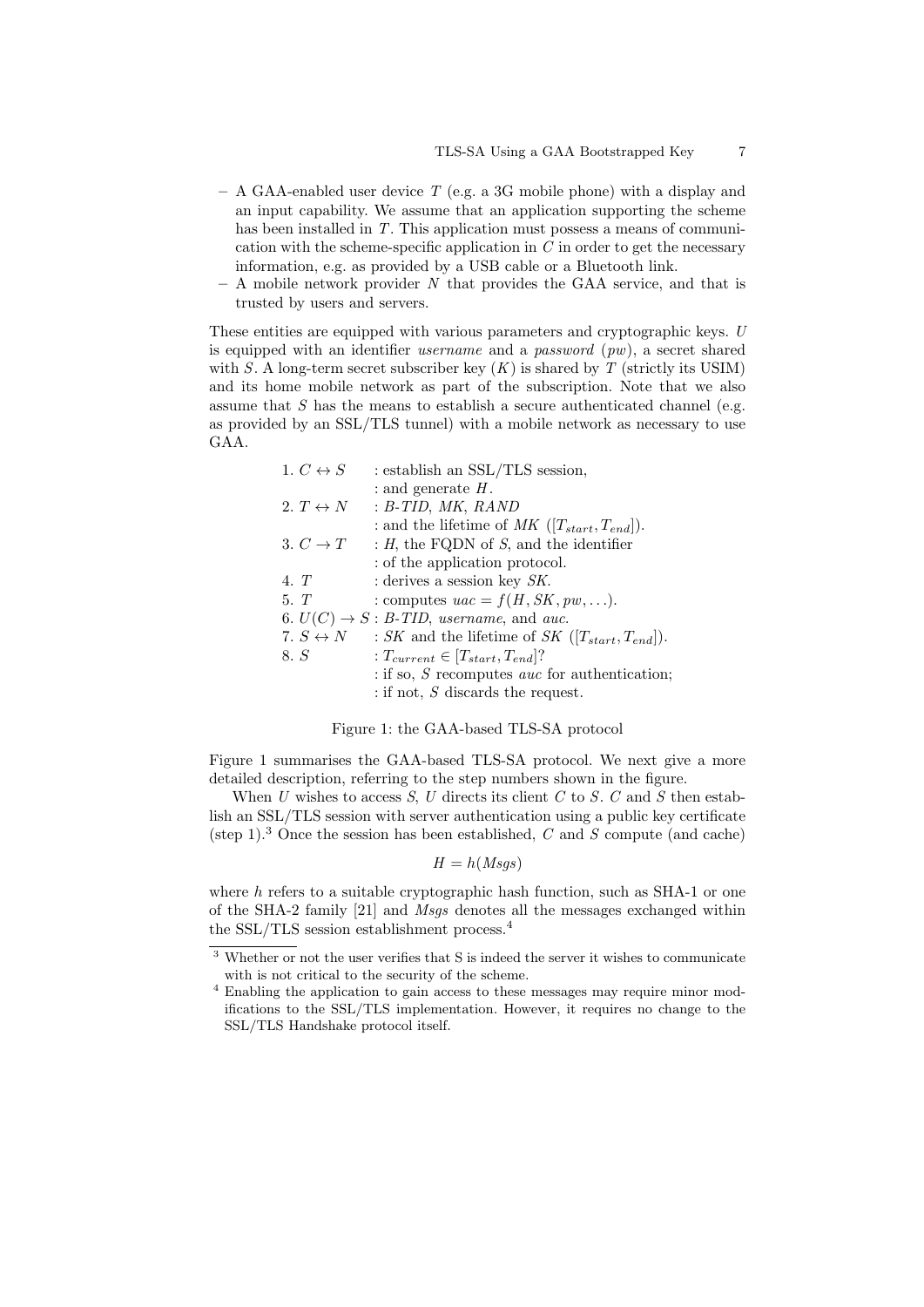- A GAA-enabled user device $T$ (e.g. a 3G mobile phone) with a display and an input capability. We assume that an application supporting the scheme has been installed in $T$. This application must possess a means of communication with the scheme-specific application in $C$ in order to get the necessary information, e.g. as provided by a USB cable or a Bluetooth link.
- A mobile network provider $N$ that provides the GAA service, and that is trusted by users and servers.

These entities are equipped with various parameters and cryptographic keys. $U$ is equipped with an identifier *username* and a *password* ($pw$), a secret shared with $S$. A long-term secret subscriber key ($K$) is shared by $T$ (strictly its USIM) and its home mobile network as part of the subscription. Note that we also assume that $S$ has the means to establish a secure authenticated channel (e.g. as provided by an SSL/TLS tunnel) with a mobile network as necessary to use GAA.

| | |
|---|---|
| 1. $C \leftrightarrow S$ | : establish an SSL/TLS session, |
| | : and generate $H$. |
| 2. $T \leftrightarrow N$ | : $B\text{-}TID$, $MK$, $RAND$ |
| | : and the lifetime of $MK$ ($[T_{start}, T_{end}]$). |
| 3. $C \rightarrow T$ | : $H$, the FQDN of $S$, and the identifier |
| | : of the application protocol. |
| 4. $T$ | : derives a session key $SK$. |
| 5. $T$ | : computes $uac = f(H, SK, pw, \ldots)$. |
| 6. $U(C) \rightarrow S$ | : $B\text{-}TID$, *username*, and *auc*. |
| 7. $S \leftrightarrow N$ | : $SK$ and the lifetime of $SK$ ($[T_{start}, T_{end}]$). |
| 8. $S$ | : $T_{current} \in [T_{start}, T_{end}]$? |
| | : if so, $S$ recomputes *auc* for authentication; |
| | : if not, $S$ discards the request. |

Figure 1: the GAA-based TLS-SA protocol

Figure 1 summarises the GAA-based TLS-SA protocol. We next give a more detailed description, referring to the step numbers shown in the figure.

When $U$ wishes to access $S$, $U$ directs its client $C$ to $S$. $C$ and $S$ then establish an SSL/TLS session with server authentication using a public key certificate (step 1).[3] Once the session has been established, $C$ and $S$ compute (and cache)

$$H = h(Msgs)$$

where $h$ refers to a suitable cryptographic hash function, such as SHA-1 or one of the SHA-2 family [21] and *Msgs* denotes all the messages exchanged within the SSL/TLS session establishment process.[4]

---

[3] Whether or not the user verifies that S is indeed the server it wishes to communicate with is not critical to the security of the scheme.

[4] Enabling the application to gain access to these messages may require minor modifications to the SSL/TLS implementation. However, it requires no change to the SSL/TLS Handshake protocol itself.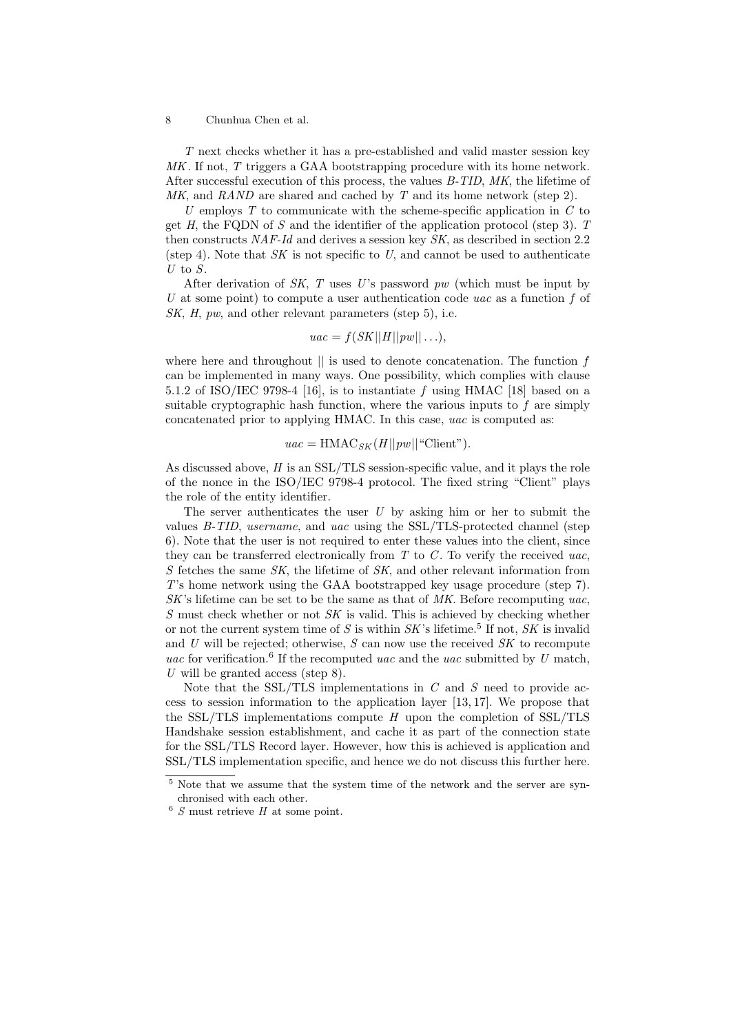*T* next checks whether it has a pre-established and valid master session key *MK*. If not, *T* triggers a GAA bootstrapping procedure with its home network. After successful execution of this process, the values *B-TID*, *MK*, the lifetime of *MK*, and *RAND* are shared and cached by *T* and its home network (step 2).

*U* employs *T* to communicate with the scheme-specific application in *C* to get *H*, the FQDN of *S* and the identifier of the application protocol (step 3). *T* then constructs *NAF-Id* and derives a session key *SK*, as described in section 2.2 (step 4). Note that *SK* is not specific to *U*, and cannot be used to authenticate *U* to *S*.

After derivation of *SK*, *T* uses *U*'s password *pw* (which must be input by *U* at some point) to compute a user authentication code *uac* as a function *f* of *SK*, *H*, *pw*, and other relevant parameters (step 5), i.e.

$$uac = f(SK||H||pw||\ldots),$$

where here and throughout || is used to denote concatenation. The function *f* can be implemented in many ways. One possibility, which complies with clause 5.1.2 of ISO/IEC 9798-4 [16], is to instantiate *f* using HMAC [18] based on a suitable cryptographic hash function, where the various inputs to *f* are simply concatenated prior to applying HMAC. In this case, *uac* is computed as:

$$uac = \text{HMAC}_{SK}(H||pw||\text{“Client”}).$$

As discussed above, *H* is an SSL/TLS session-specific value, and it plays the role of the nonce in the ISO/IEC 9798-4 protocol. The fixed string “Client” plays the role of the entity identifier.

The server authenticates the user *U* by asking him or her to submit the values *B-TID*, *username*, and *uac* using the SSL/TLS-protected channel (step 6). Note that the user is not required to enter these values into the client, since they can be transferred electronically from *T* to *C*. To verify the received *uac*, *S* fetches the same *SK*, the lifetime of *SK*, and other relevant information from *T*'s home network using the GAA bootstrapped key usage procedure (step 7). *SK*'s lifetime can be set to be the same as that of *MK*. Before recomputing *uac*, *S* must check whether or not *SK* is valid. This is achieved by checking whether or not the current system time of *S* is within *SK*'s lifetime.[5] If not, *SK* is invalid and *U* will be rejected; otherwise, *S* can now use the received *SK* to recompute *uac* for verification.[6] If the recomputed *uac* and the *uac* submitted by *U* match, *U* will be granted access (step 8).

Note that the SSL/TLS implementations in *C* and *S* need to provide access to session information to the application layer [13, 17]. We propose that the SSL/TLS implementations compute *H* upon the completion of SSL/TLS Handshake session establishment, and cache it as part of the connection state for the SSL/TLS Record layer. However, how this is achieved is application and SSL/TLS implementation specific, and hence we do not discuss this further here.

[5] Note that we assume that the system time of the network and the server are synchronised with each other.

[6] *S* must retrieve *H* at some point.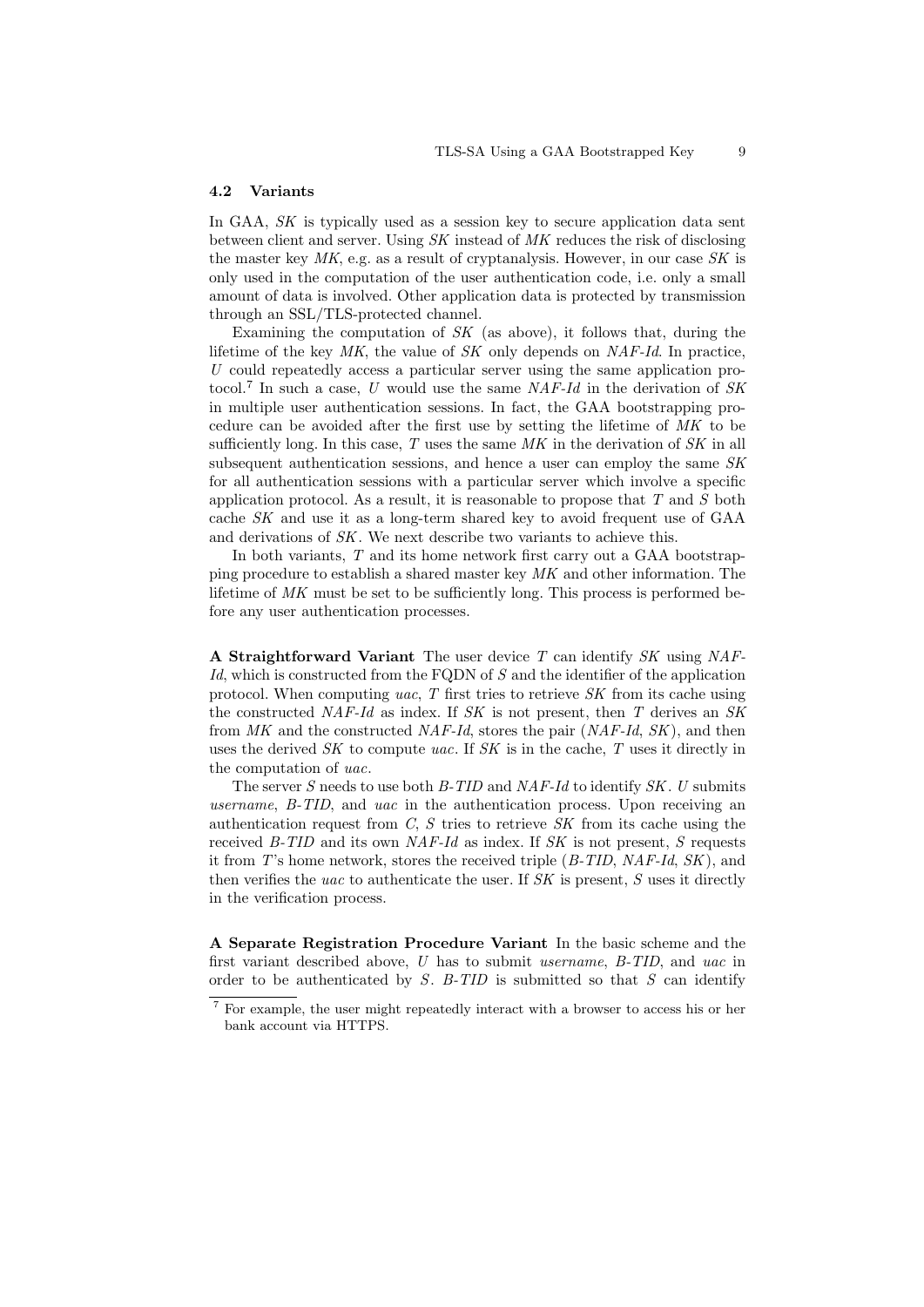### 4.2 Variants

In GAA, *SK* is typically used as a session key to secure application data sent between client and server. Using *SK* instead of *MK* reduces the risk of disclosing the master key *MK*, e.g. as a result of cryptanalysis. However, in our case *SK* is only used in the computation of the user authentication code, i.e. only a small amount of data is involved. Other application data is protected by transmission through an SSL/TLS-protected channel.

Examining the computation of *SK* (as above), it follows that, during the lifetime of the key *MK*, the value of *SK* only depends on *NAF-Id*. In practice, *U* could repeatedly access a particular server using the same application protocol.[7] In such a case, *U* would use the same *NAF-Id* in the derivation of *SK* in multiple user authentication sessions. In fact, the GAA bootstrapping procedure can be avoided after the first use by setting the lifetime of *MK* to be sufficiently long. In this case, *T* uses the same *MK* in the derivation of *SK* in all subsequent authentication sessions, and hence a user can employ the same *SK* for all authentication sessions with a particular server which involve a specific application protocol. As a result, it is reasonable to propose that *T* and *S* both cache *SK* and use it as a long-term shared key to avoid frequent use of GAA and derivations of *SK*. We next describe two variants to achieve this.

In both variants, *T* and its home network first carry out a GAA bootstrapping procedure to establish a shared master key *MK* and other information. The lifetime of *MK* must be set to be sufficiently long. This process is performed before any user authentication processes.

**A Straightforward Variant** The user device *T* can identify *SK* using *NAF-Id*, which is constructed from the FQDN of *S* and the identifier of the application protocol. When computing *uac*, *T* first tries to retrieve *SK* from its cache using the constructed *NAF-Id* as index. If *SK* is not present, then *T* derives an *SK* from *MK* and the constructed *NAF-Id*, stores the pair (*NAF-Id*, *SK*), and then uses the derived *SK* to compute *uac*. If *SK* is in the cache, *T* uses it directly in the computation of *uac*.

The server *S* needs to use both *B-TID* and *NAF-Id* to identify *SK*. *U* submits *username*, *B-TID*, and *uac* in the authentication process. Upon receiving an authentication request from *C*, *S* tries to retrieve *SK* from its cache using the received *B-TID* and its own *NAF-Id* as index. If *SK* is not present, *S* requests it from *T*'s home network, stores the received triple (*B-TID*, *NAF-Id*, *SK*), and then verifies the *uac* to authenticate the user. If *SK* is present, *S* uses it directly in the verification process.

**A Separate Registration Procedure Variant** In the basic scheme and the first variant described above, *U* has to submit *username*, *B-TID*, and *uac* in order to be authenticated by *S*. *B-TID* is submitted so that *S* can identify

[7] For example, the user might repeatedly interact with a browser to access his or her bank account via HTTPS.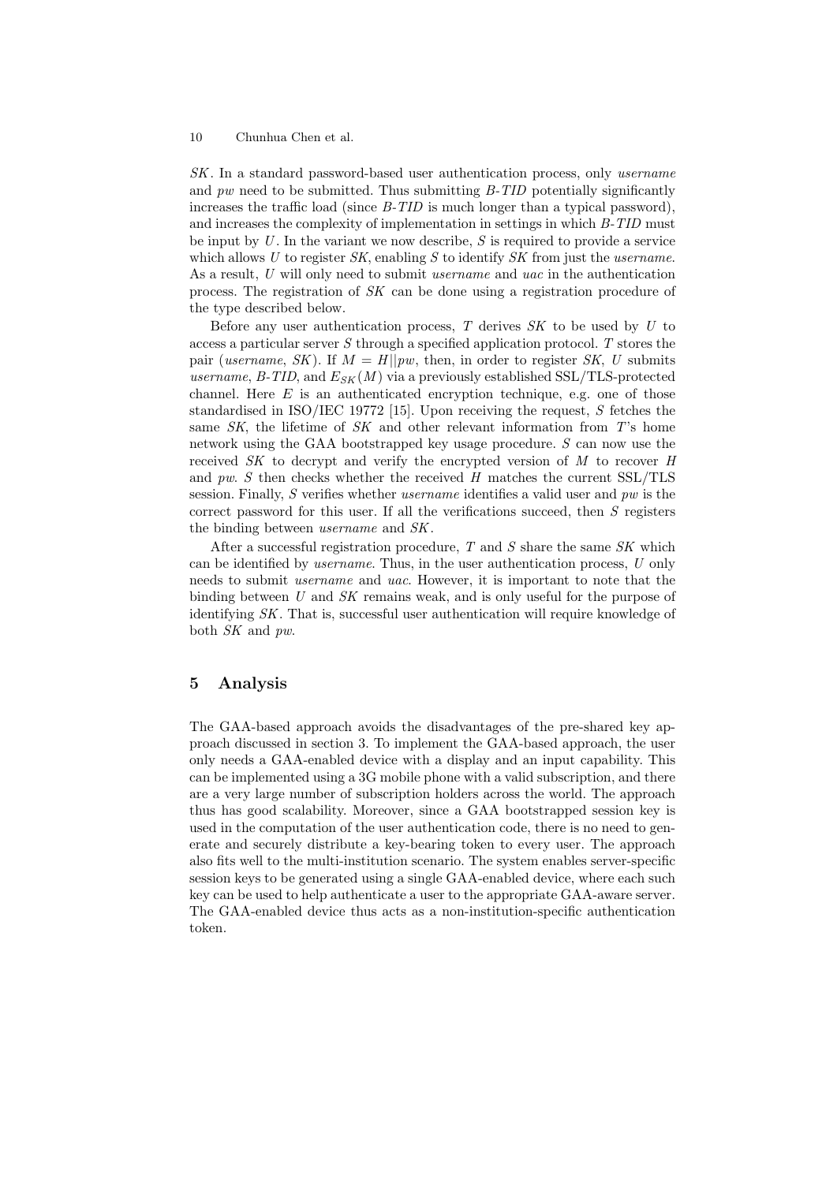*SK*. In a standard password-based user authentication process, only *username* and *pw* need to be submitted. Thus submitting *B-TID* potentially significantly increases the traffic load (since *B-TID* is much longer than a typical password), and increases the complexity of implementation in settings in which *B-TID* must be input by $U$. In the variant we now describe, $S$ is required to provide a service which allows $U$ to register *SK*, enabling $S$ to identify *SK* from just the *username*. As a result, $U$ will only need to submit *username* and *uac* in the authentication process. The registration of *SK* can be done using a registration procedure of the type described below.

Before any user authentication process, $T$ derives *SK* to be used by $U$ to access a particular server $S$ through a specified application protocol. $T$ stores the pair (*username*, *SK*). If $M = H||pw$, then, in order to register *SK*, $U$ submits *username*, *B-TID*, and $E_{SK}(M)$ via a previously established SSL/TLS-protected channel. Here $E$ is an authenticated encryption technique, e.g. one of those standardised in ISO/IEC 19772 [15]. Upon receiving the request, $S$ fetches the same *SK*, the lifetime of *SK* and other relevant information from $T$'s home network using the GAA bootstrapped key usage procedure. $S$ can now use the received *SK* to decrypt and verify the encrypted version of $M$ to recover $H$ and *pw*. $S$ then checks whether the received $H$ matches the current SSL/TLS session. Finally, $S$ verifies whether *username* identifies a valid user and *pw* is the correct password for this user. If all the verifications succeed, then $S$ registers the binding between *username* and *SK*.

After a successful registration procedure, $T$ and $S$ share the same *SK* which can be identified by *username*. Thus, in the user authentication process, $U$ only needs to submit *username* and *uac*. However, it is important to note that the binding between $U$ and *SK* remains weak, and is only useful for the purpose of identifying *SK*. That is, successful user authentication will require knowledge of both *SK* and *pw*.

## 5 Analysis

The GAA-based approach avoids the disadvantages of the pre-shared key approach discussed in section 3. To implement the GAA-based approach, the user only needs a GAA-enabled device with a display and an input capability. This can be implemented using a 3G mobile phone with a valid subscription, and there are a very large number of subscription holders across the world. The approach thus has good scalability. Moreover, since a GAA bootstrapped session key is used in the computation of the user authentication code, there is no need to generate and securely distribute a key-bearing token to every user. The approach also fits well to the multi-institution scenario. The system enables server-specific session keys to be generated using a single GAA-enabled device, where each such key can be used to help authenticate a user to the appropriate GAA-aware server. The GAA-enabled device thus acts as a non-institution-specific authentication token.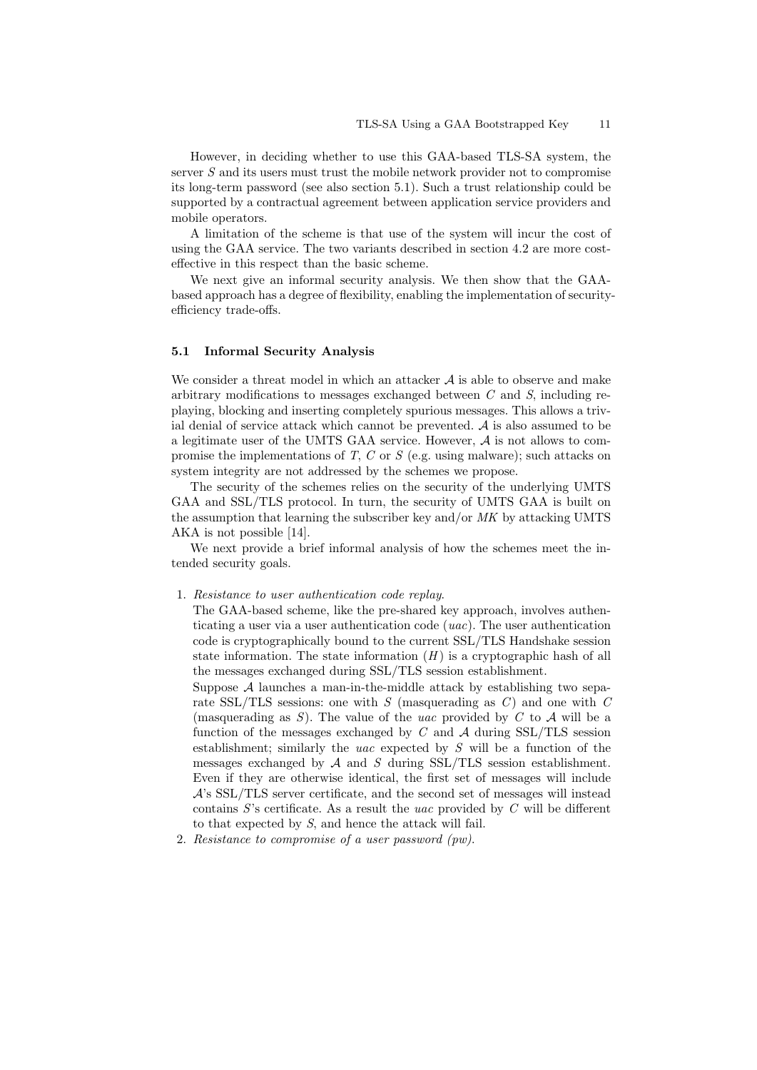However, in deciding whether to use this GAA-based TLS-SA system, the server $S$ and its users must trust the mobile network provider not to compromise its long-term password (see also section 5.1). Such a trust relationship could be supported by a contractual agreement between application service providers and mobile operators.

A limitation of the scheme is that use of the system will incur the cost of using the GAA service. The two variants described in section 4.2 are more cost-effective in this respect than the basic scheme.

We next give an informal security analysis. We then show that the GAA-based approach has a degree of flexibility, enabling the implementation of security-efficiency trade-offs.

### 5.1 Informal Security Analysis

We consider a threat model in which an attacker $\mathcal{A}$ is able to observe and make arbitrary modifications to messages exchanged between $C$ and $S$, including replaying, blocking and inserting completely spurious messages. This allows a trivial denial of service attack which cannot be prevented. $\mathcal{A}$ is also assumed to be a legitimate user of the UMTS GAA service. However, $\mathcal{A}$ is not allows to compromise the implementations of $T$, $C$ or $S$ (e.g. using malware); such attacks on system integrity are not addressed by the schemes we propose.

The security of the schemes relies on the security of the underlying UMTS GAA and SSL/TLS protocol. In turn, the security of UMTS GAA is built on the assumption that learning the subscriber key and/or $MK$ by attacking UMTS AKA is not possible [14].

We next provide a brief informal analysis of how the schemes meet the intended security goals.

1. *Resistance to user authentication code replay.*
   The GAA-based scheme, like the pre-shared key approach, involves authenticating a user via a user authentication code (*uac*). The user authentication code is cryptographically bound to the current SSL/TLS Handshake session state information. The state information ($H$) is a cryptographic hash of all the messages exchanged during SSL/TLS session establishment.
   Suppose $\mathcal{A}$ launches a man-in-the-middle attack by establishing two separate SSL/TLS sessions: one with $S$ (masquerading as $C$) and one with $C$ (masquerading as $S$). The value of the *uac* provided by $C$ to $\mathcal{A}$ will be a function of the messages exchanged by $C$ and $\mathcal{A}$ during SSL/TLS session establishment; similarly the *uac* expected by $S$ will be a function of the messages exchanged by $\mathcal{A}$ and $S$ during SSL/TLS session establishment. Even if they are otherwise identical, the first set of messages will include $\mathcal{A}$'s SSL/TLS server certificate, and the second set of messages will instead contains $S$'s certificate. As a result the *uac* provided by $C$ will be different to that expected by $S$, and hence the attack will fail.
2. *Resistance to compromise of a user password (pw).*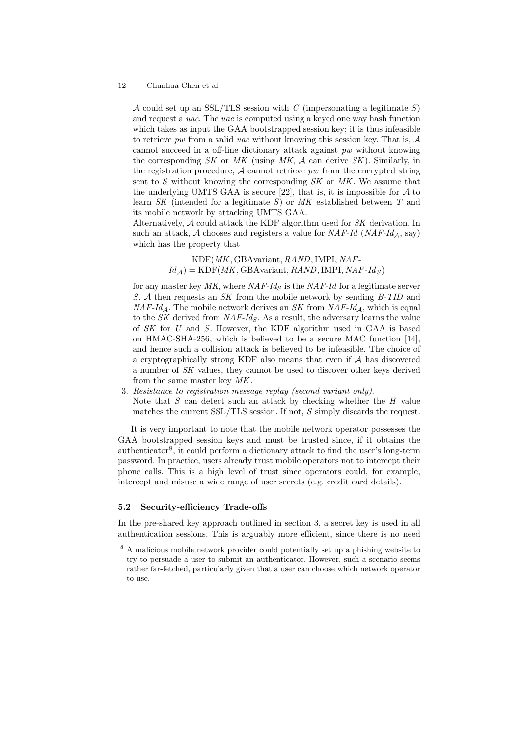$\mathcal{A}$ could set up an SSL/TLS session with $C$ (impersonating a legitimate $S$) and request a *uac*. The *uac* is computed using a keyed one way hash function which takes as input the GAA bootstrapped session key; it is thus infeasible to retrieve *pw* from a valid *uac* without knowing this session key. That is, $\mathcal{A}$ cannot succeed in a off-line dictionary attack against *pw* without knowing the corresponding *SK* or *MK* (using *MK*, $\mathcal{A}$ can derive *SK*). Similarly, in the registration procedure, $\mathcal{A}$ cannot retrieve *pw* from the encrypted string sent to $S$ without knowing the corresponding *SK* or *MK*. We assume that the underlying UMTS GAA is secure [22], that is, it is impossible for $\mathcal{A}$ to learn *SK* (intended for a legitimate $S$) or *MK* established between $T$ and its mobile network by attacking UMTS GAA.

Alternatively, $\mathcal{A}$ could attack the KDF algorithm used for *SK* derivation. In such an attack, $\mathcal{A}$ chooses and registers a value for *NAF-Id* ($NAF\text{-}Id_{\mathcal{A}}$, say) which has the property that

$$\mathrm{KDF}(MK, \mathrm{GBAvariant}, RAND, \mathrm{IMPI}, NAF\text{-}Id_{\mathcal{A}}) = \mathrm{KDF}(MK, \mathrm{GBAvariant}, RAND, \mathrm{IMPI}, NAF\text{-}Id_S)$$

for any master key *MK*, where $NAF\text{-}Id_S$ is the *NAF-Id* for a legitimate server $S$. $\mathcal{A}$ then requests an *SK* from the mobile network by sending *B-TID* and $NAF\text{-}Id_{\mathcal{A}}$. The mobile network derives an *SK* from $NAF\text{-}Id_{\mathcal{A}}$, which is equal to the *SK* derived from $NAF\text{-}Id_S$. As a result, the adversary learns the value of *SK* for $U$ and $S$. However, the KDF algorithm used in GAA is based on HMAC-SHA-256, which is believed to be a secure MAC function [14], and hence such a collision attack is believed to be infeasible. The choice of a cryptographically strong KDF also means that even if $\mathcal{A}$ has discovered a number of *SK* values, they cannot be used to discover other keys derived from the same master key *MK*.

3. *Resistance to registration message replay (second variant only).*
   Note that $S$ can detect such an attack by checking whether the $H$ value matches the current SSL/TLS session. If not, $S$ simply discards the request.

It is very important to note that the mobile network operator possesses the GAA bootstrapped session keys and must be trusted since, if it obtains the authenticator[8], it could perform a dictionary attack to find the user's long-term password. In practice, users already trust mobile operators not to intercept their phone calls. This is a high level of trust since operators could, for example, intercept and misuse a wide range of user secrets (e.g. credit card details).

### 5.2 Security-efficiency Trade-offs

In the pre-shared key approach outlined in section 3, a secret key is used in all authentication sessions. This is arguably more efficient, since there is no need

[8] A malicious mobile network provider could potentially set up a phishing website to try to persuade a user to submit an authenticator. However, such a scenario seems rather far-fetched, particularly given that a user can choose which network operator to use.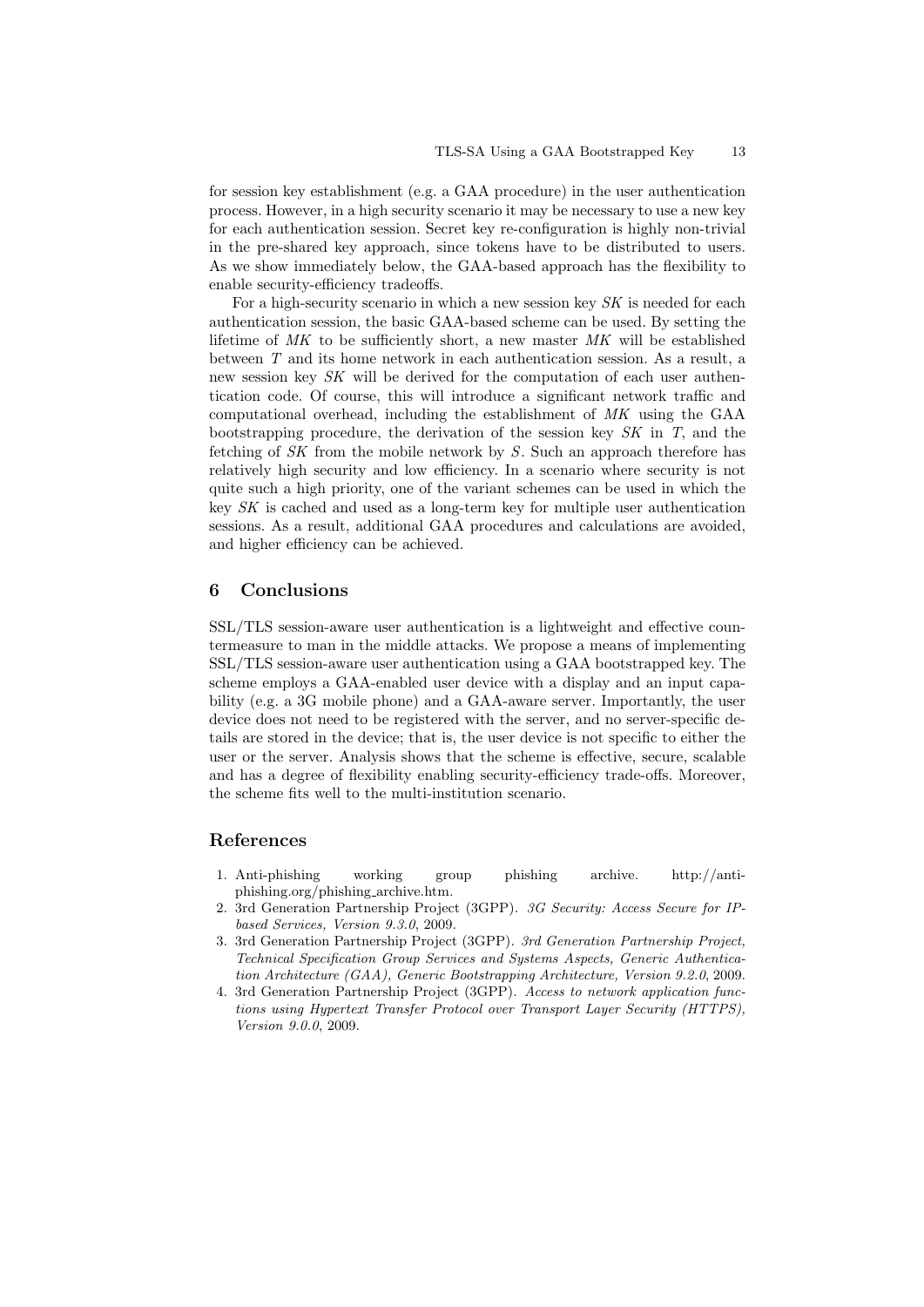for session key establishment (e.g. a GAA procedure) in the user authentication process. However, in a high security scenario it may be necessary to use a new key for each authentication session. Secret key re-configuration is highly non-trivial in the pre-shared key approach, since tokens have to be distributed to users. As we show immediately below, the GAA-based approach has the flexibility to enable security-efficiency tradeoffs.

For a high-security scenario in which a new session key *SK* is needed for each authentication session, the basic GAA-based scheme can be used. By setting the lifetime of *MK* to be sufficiently short, a new master *MK* will be established between *T* and its home network in each authentication session. As a result, a new session key *SK* will be derived for the computation of each user authentication code. Of course, this will introduce a significant network traffic and computational overhead, including the establishment of *MK* using the GAA bootstrapping procedure, the derivation of the session key *SK* in *T*, and the fetching of *SK* from the mobile network by *S*. Such an approach therefore has relatively high security and low efficiency. In a scenario where security is not quite such a high priority, one of the variant schemes can be used in which the key *SK* is cached and used as a long-term key for multiple user authentication sessions. As a result, additional GAA procedures and calculations are avoided, and higher efficiency can be achieved.

## 6 Conclusions

SSL/TLS session-aware user authentication is a lightweight and effective countermeasure to man in the middle attacks. We propose a means of implementing SSL/TLS session-aware user authentication using a GAA bootstrapped key. The scheme employs a GAA-enabled user device with a display and an input capability (e.g. a 3G mobile phone) and a GAA-aware server. Importantly, the user device does not need to be registered with the server, and no server-specific details are stored in the device; that is, the user device is not specific to either the user or the server. Analysis shows that the scheme is effective, secure, scalable and has a degree of flexibility enabling security-efficiency trade-offs. Moreover, the scheme fits well to the multi-institution scenario.

## References

1. Anti-phishing working group phishing archive. http://anti-phishing.org/phishing_archive.htm.
2. 3rd Generation Partnership Project (3GPP). *3G Security: Access Secure for IP-based Services, Version 9.3.0*, 2009.
3. 3rd Generation Partnership Project (3GPP). *3rd Generation Partnership Project, Technical Specification Group Services and Systems Aspects, Generic Authentication Architecture (GAA), Generic Bootstrapping Architecture, Version 9.2.0*, 2009.
4. 3rd Generation Partnership Project (3GPP). *Access to network application functions using Hypertext Transfer Protocol over Transport Layer Security (HTTPS), Version 9.0.0*, 2009.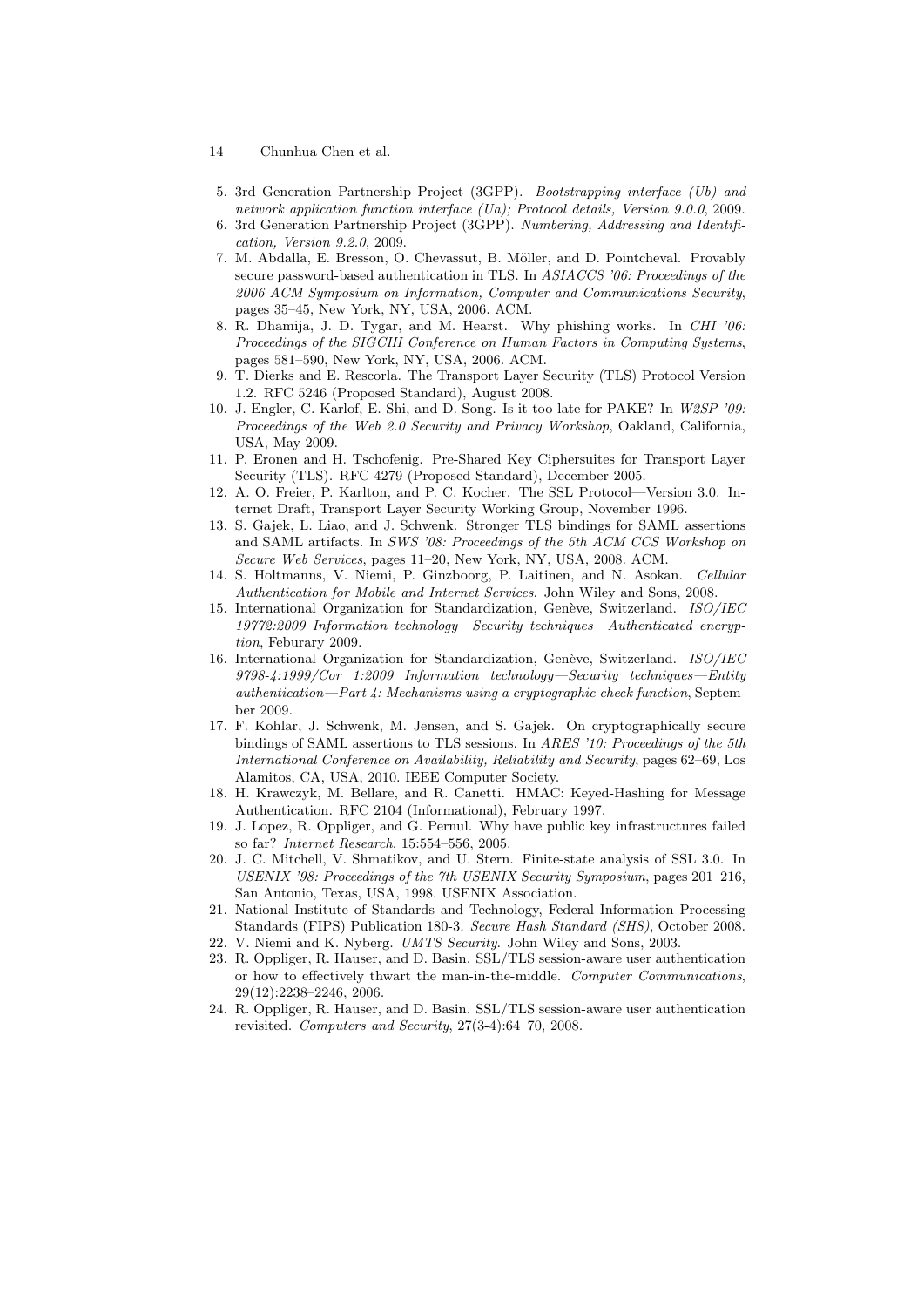5. 3rd Generation Partnership Project (3GPP). *Bootstrapping interface (Ub) and network application function interface (Ua); Protocol details, Version 9.0.0*, 2009.
6. 3rd Generation Partnership Project (3GPP). *Numbering, Addressing and Identification, Version 9.2.0*, 2009.
7. M. Abdalla, E. Bresson, O. Chevassut, B. Möller, and D. Pointcheval. Provably secure password-based authentication in TLS. In *ASIACCS '06: Proceedings of the 2006 ACM Symposium on Information, Computer and Communications Security*, pages 35–45, New York, NY, USA, 2006. ACM.
8. R. Dhamija, J. D. Tygar, and M. Hearst. Why phishing works. In *CHI '06: Proceedings of the SIGCHI Conference on Human Factors in Computing Systems*, pages 581–590, New York, NY, USA, 2006. ACM.
9. T. Dierks and E. Rescorla. The Transport Layer Security (TLS) Protocol Version 1.2. RFC 5246 (Proposed Standard), August 2008.
10. J. Engler, C. Karlof, E. Shi, and D. Song. Is it too late for PAKE? In *W2SP '09: Proceedings of the Web 2.0 Security and Privacy Workshop*, Oakland, California, USA, May 2009.
11. P. Eronen and H. Tschofenig. Pre-Shared Key Ciphersuites for Transport Layer Security (TLS). RFC 4279 (Proposed Standard), December 2005.
12. A. O. Freier, P. Karlton, and P. C. Kocher. The SSL Protocol—Version 3.0. Internet Draft, Transport Layer Security Working Group, November 1996.
13. S. Gajek, L. Liao, and J. Schwenk. Stronger TLS bindings for SAML assertions and SAML artifacts. In *SWS '08: Proceedings of the 5th ACM CCS Workshop on Secure Web Services*, pages 11–20, New York, NY, USA, 2008. ACM.
14. S. Holtmanns, V. Niemi, P. Ginzboorg, P. Laitinen, and N. Asokan. *Cellular Authentication for Mobile and Internet Services*. John Wiley and Sons, 2008.
15. International Organization for Standardization, Genève, Switzerland. *ISO/IEC 19772:2009 Information technology—Security techniques—Authenticated encryption*, Feburary 2009.
16. International Organization for Standardization, Genève, Switzerland. *ISO/IEC 9798-4:1999/Cor 1:2009 Information technology—Security techniques—Entity authentication—Part 4: Mechanisms using a cryptographic check function*, September 2009.
17. F. Kohlar, J. Schwenk, M. Jensen, and S. Gajek. On cryptographically secure bindings of SAML assertions to TLS sessions. In *ARES '10: Proceedings of the 5th International Conference on Availability, Reliability and Security*, pages 62–69, Los Alamitos, CA, USA, 2010. IEEE Computer Society.
18. H. Krawczyk, M. Bellare, and R. Canetti. HMAC: Keyed-Hashing for Message Authentication. RFC 2104 (Informational), February 1997.
19. J. Lopez, R. Oppliger, and G. Pernul. Why have public key infrastructures failed so far? *Internet Research*, 15:554–556, 2005.
20. J. C. Mitchell, V. Shmatikov, and U. Stern. Finite-state analysis of SSL 3.0. In *USENIX '98: Proceedings of the 7th USENIX Security Symposium*, pages 201–216, San Antonio, Texas, USA, 1998. USENIX Association.
21. National Institute of Standards and Technology, Federal Information Processing Standards (FIPS) Publication 180-3. *Secure Hash Standard (SHS)*, October 2008.
22. V. Niemi and K. Nyberg. *UMTS Security*. John Wiley and Sons, 2003.
23. R. Oppliger, R. Hauser, and D. Basin. SSL/TLS session-aware user authentication or how to effectively thwart the man-in-the-middle. *Computer Communications*, 29(12):2238–2246, 2006.
24. R. Oppliger, R. Hauser, and D. Basin. SSL/TLS session-aware user authentication revisited. *Computers and Security*, 27(3-4):64–70, 2008.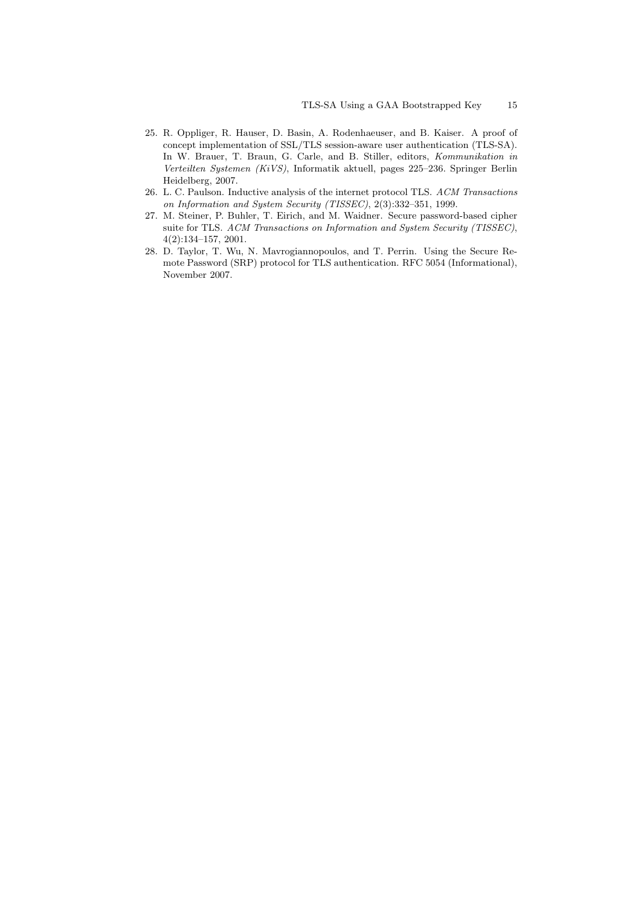25. R. Oppliger, R. Hauser, D. Basin, A. Rodenhaeuser, and B. Kaiser. A proof of concept implementation of SSL/TLS session-aware user authentication (TLS-SA). In W. Brauer, T. Braun, G. Carle, and B. Stiller, editors, *Kommunikation in Verteilten Systemen (KiVS)*, Informatik aktuell, pages 225–236. Springer Berlin Heidelberg, 2007.
26. L. C. Paulson. Inductive analysis of the internet protocol TLS. *ACM Transactions on Information and System Security (TISSEC)*, 2(3):332–351, 1999.
27. M. Steiner, P. Buhler, T. Eirich, and M. Waidner. Secure password-based cipher suite for TLS. *ACM Transactions on Information and System Security (TISSEC)*, 4(2):134–157, 2001.
28. D. Taylor, T. Wu, N. Mavrogiannopoulos, and T. Perrin. Using the Secure Remote Password (SRP) protocol for TLS authentication. RFC 5054 (Informational), November 2007.